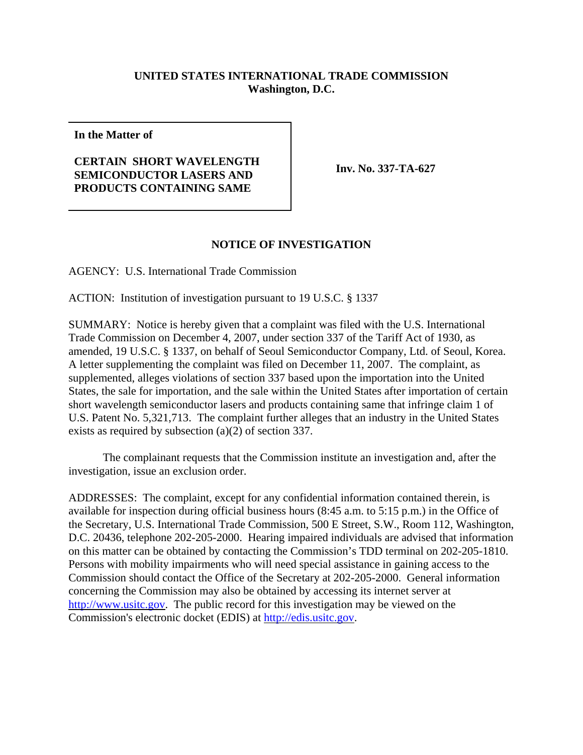**UNITED STATES INTERNATIONAL TRADE COMMISSION**
**Washington, D.C.**

| In the Matter of<br><br>**CERTAIN SHORT WAVELENGTH SEMICONDUCTOR LASERS AND PRODUCTS CONTAINING SAME** | **Inv. No. 337-TA-627** |
|---|---|

**NOTICE OF INVESTIGATION**

AGENCY: U.S. International Trade Commission

ACTION: Institution of investigation pursuant to 19 U.S.C. § 1337

SUMMARY: Notice is hereby given that a complaint was filed with the U.S. International Trade Commission on December 4, 2007, under section 337 of the Tariff Act of 1930, as amended, 19 U.S.C. § 1337, on behalf of Seoul Semiconductor Company, Ltd. of Seoul, Korea. A letter supplementing the complaint was filed on December 11, 2007. The complaint, as supplemented, alleges violations of section 337 based upon the importation into the United States, the sale for importation, and the sale within the United States after importation of certain short wavelength semiconductor lasers and products containing same that infringe claim 1 of U.S. Patent No. 5,321,713. The complaint further alleges that an industry in the United States exists as required by subsection (a)(2) of section 337.

The complainant requests that the Commission institute an investigation and, after the investigation, issue an exclusion order.

ADDRESSES: The complaint, except for any confidential information contained therein, is available for inspection during official business hours (8:45 a.m. to 5:15 p.m.) in the Office of the Secretary, U.S. International Trade Commission, 500 E Street, S.W., Room 112, Washington, D.C. 20436, telephone 202-205-2000. Hearing impaired individuals are advised that information on this matter can be obtained by contacting the Commission's TDD terminal on 202-205-1810. Persons with mobility impairments who will need special assistance in gaining access to the Commission should contact the Office of the Secretary at 202-205-2000. General information concerning the Commission may also be obtained by accessing its internet server at http://www.usitc.gov. The public record for this investigation may be viewed on the Commission's electronic docket (EDIS) at http://edis.usitc.gov.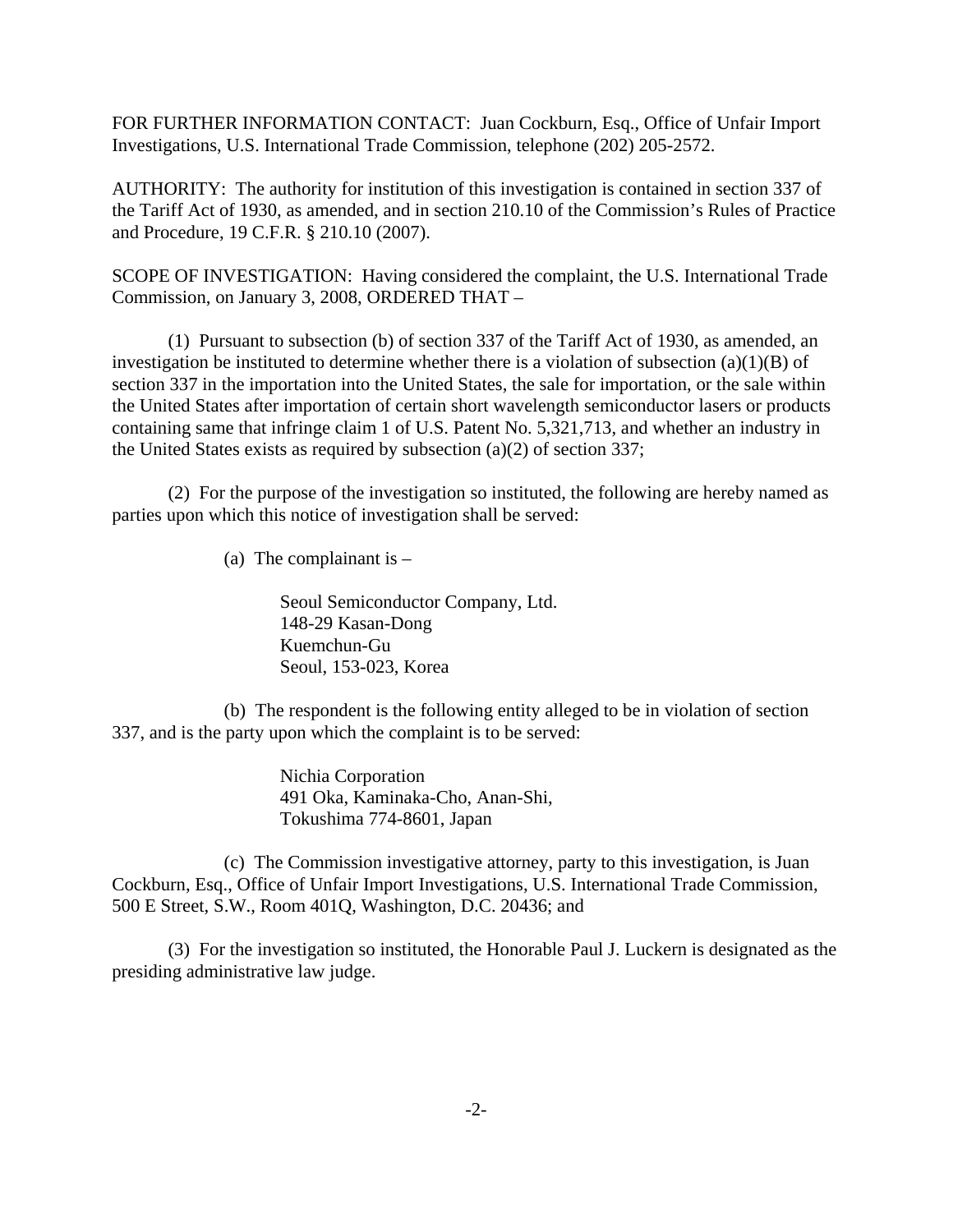FOR FURTHER INFORMATION CONTACT: Juan Cockburn, Esq., Office of Unfair Import Investigations, U.S. International Trade Commission, telephone (202) 205-2572.

AUTHORITY: The authority for institution of this investigation is contained in section 337 of the Tariff Act of 1930, as amended, and in section 210.10 of the Commission's Rules of Practice and Procedure, 19 C.F.R. § 210.10 (2007).

SCOPE OF INVESTIGATION: Having considered the complaint, the U.S. International Trade Commission, on January 3, 2008, ORDERED THAT –

(1) Pursuant to subsection (b) of section 337 of the Tariff Act of 1930, as amended, an investigation be instituted to determine whether there is a violation of subsection (a)(1)(B) of section 337 in the importation into the United States, the sale for importation, or the sale within the United States after importation of certain short wavelength semiconductor lasers or products containing same that infringe claim 1 of U.S. Patent No. 5,321,713, and whether an industry in the United States exists as required by subsection (a)(2) of section 337;

(2) For the purpose of the investigation so instituted, the following are hereby named as parties upon which this notice of investigation shall be served:

(a) The complainant is –

Seoul Semiconductor Company, Ltd.
148-29 Kasan-Dong
Kuemchun-Gu
Seoul, 153-023, Korea

(b) The respondent is the following entity alleged to be in violation of section 337, and is the party upon which the complaint is to be served:

Nichia Corporation
491 Oka, Kaminaka-Cho, Anan-Shi,
Tokushima 774-8601, Japan

(c) The Commission investigative attorney, party to this investigation, is Juan Cockburn, Esq., Office of Unfair Import Investigations, U.S. International Trade Commission, 500 E Street, S.W., Room 401Q, Washington, D.C. 20436; and

(3) For the investigation so instituted, the Honorable Paul J. Luckern is designated as the presiding administrative law judge.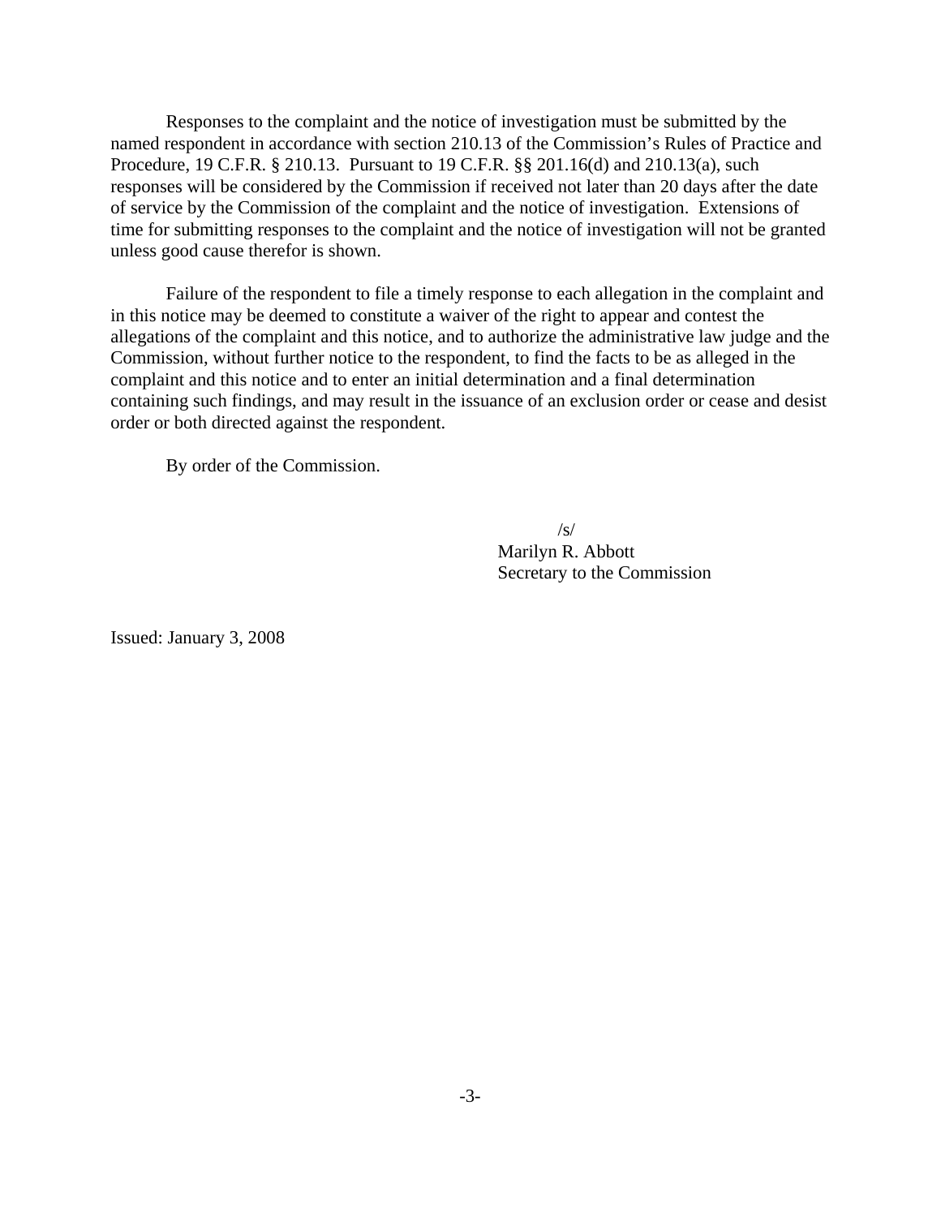Responses to the complaint and the notice of investigation must be submitted by the named respondent in accordance with section 210.13 of the Commission's Rules of Practice and Procedure, 19 C.F.R. § 210.13. Pursuant to 19 C.F.R. §§ 201.16(d) and 210.13(a), such responses will be considered by the Commission if received not later than 20 days after the date of service by the Commission of the complaint and the notice of investigation. Extensions of time for submitting responses to the complaint and the notice of investigation will not be granted unless good cause therefor is shown.

Failure of the respondent to file a timely response to each allegation in the complaint and in this notice may be deemed to constitute a waiver of the right to appear and contest the allegations of the complaint and this notice, and to authorize the administrative law judge and the Commission, without further notice to the respondent, to find the facts to be as alleged in the complaint and this notice and to enter an initial determination and a final determination containing such findings, and may result in the issuance of an exclusion order or cease and desist order or both directed against the respondent.

By order of the Commission.

/s/
Marilyn R. Abbott
Secretary to the Commission

Issued: January 3, 2008